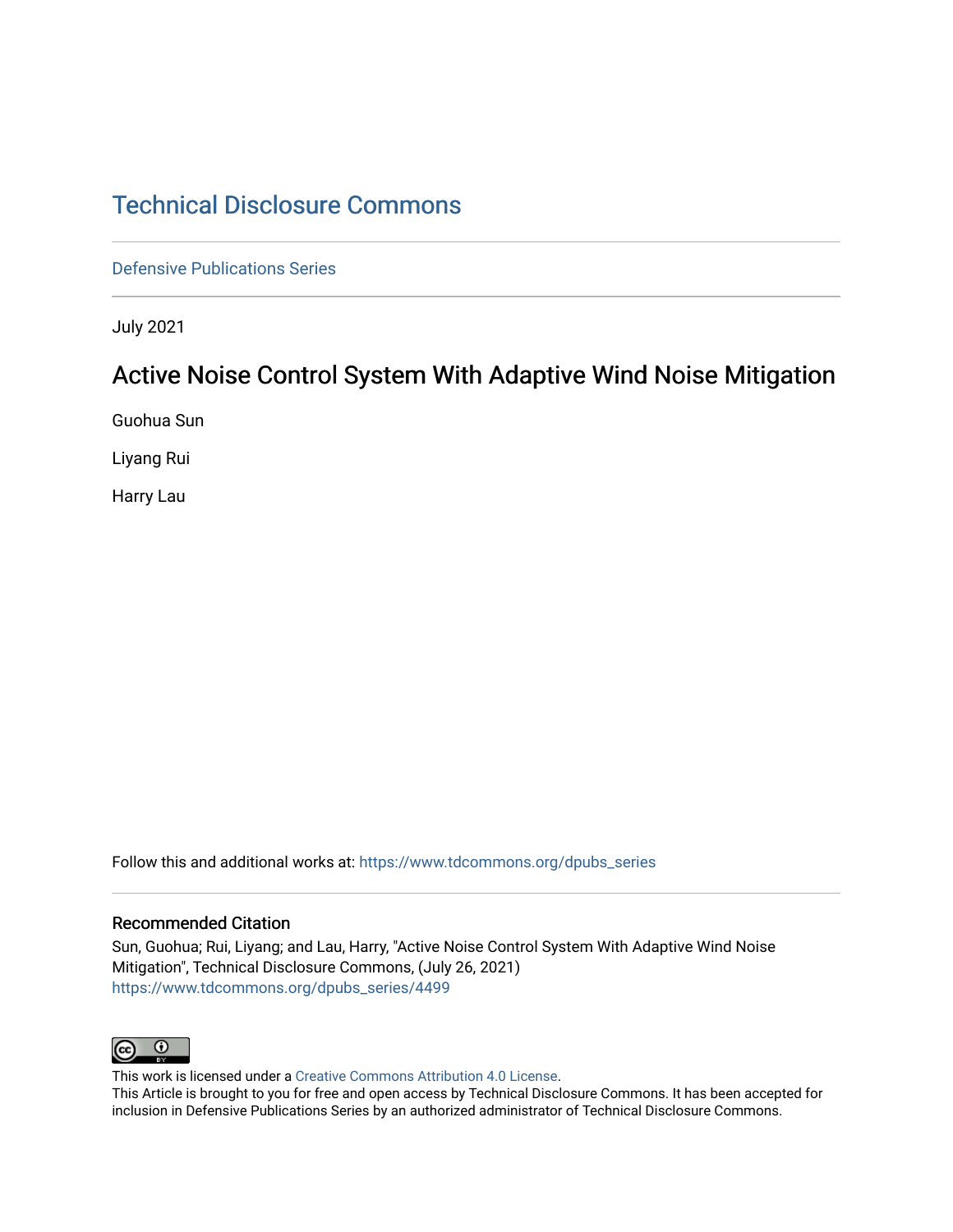# Technical Disclosure Commons

Defensive Publications Series

July 2021

## Active Noise Control System With Adaptive Wind Noise Mitigation

Guohua Sun

Liyang Rui

Harry Lau

Follow this and additional works at: https://www.tdcommons.org/dpubs_series

### Recommended Citation

Sun, Guohua; Rui, Liyang; and Lau, Harry, "Active Noise Control System With Adaptive Wind Noise Mitigation", Technical Disclosure Commons, (July 26, 2021)
https://www.tdcommons.org/dpubs_series/4499

This work is licensed under a Creative Commons Attribution 4.0 License.
This Article is brought to you for free and open access by Technical Disclosure Commons. It has been accepted for inclusion in Defensive Publications Series by an authorized administrator of Technical Disclosure Commons.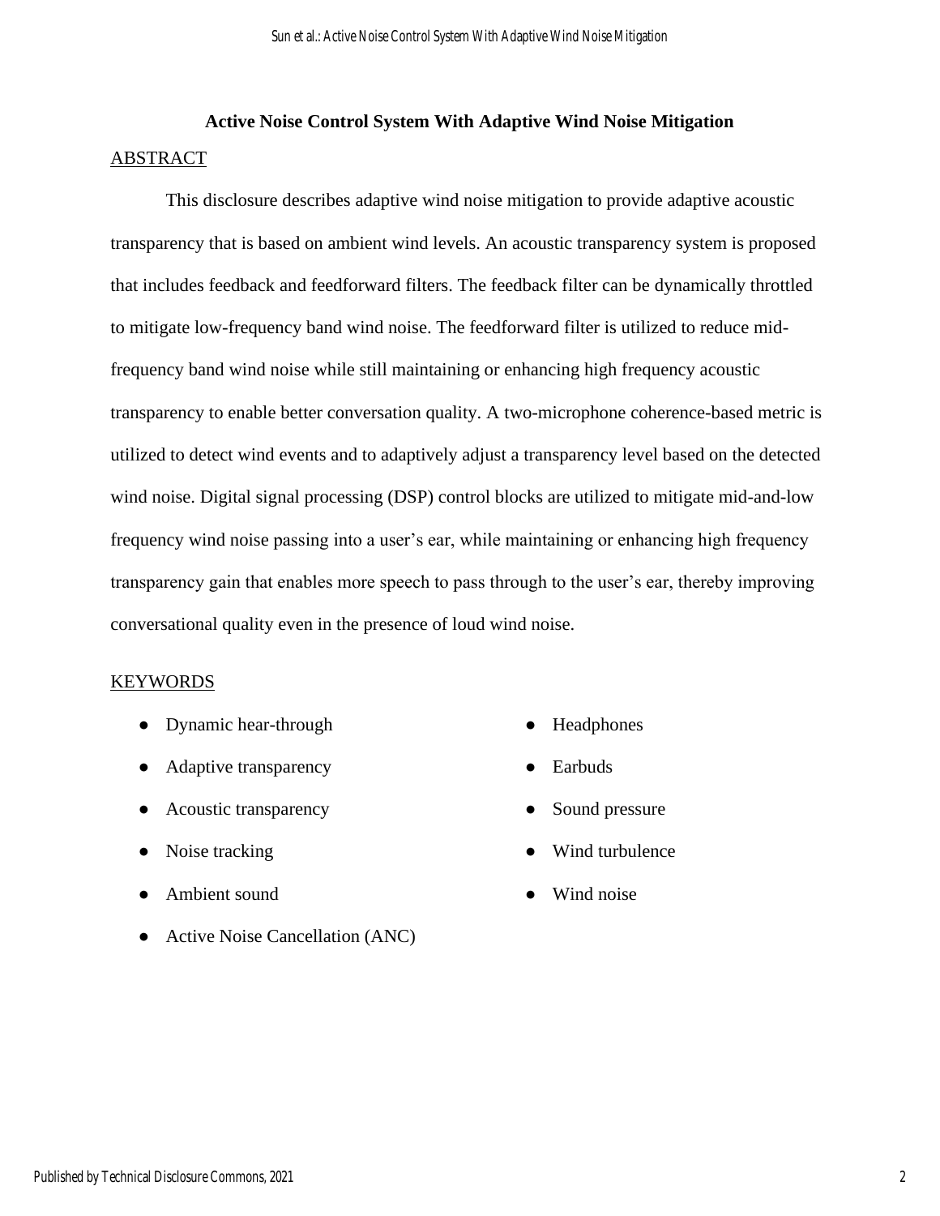# Active Noise Control System With Adaptive Wind Noise Mitigation

## ABSTRACT

This disclosure describes adaptive wind noise mitigation to provide adaptive acoustic transparency that is based on ambient wind levels. An acoustic transparency system is proposed that includes feedback and feedforward filters. The feedback filter can be dynamically throttled to mitigate low-frequency band wind noise. The feedforward filter is utilized to reduce mid-frequency band wind noise while still maintaining or enhancing high frequency acoustic transparency to enable better conversation quality. A two-microphone coherence-based metric is utilized to detect wind events and to adaptively adjust a transparency level based on the detected wind noise. Digital signal processing (DSP) control blocks are utilized to mitigate mid-and-low frequency wind noise passing into a user's ear, while maintaining or enhancing high frequency transparency gain that enables more speech to pass through to the user's ear, thereby improving conversational quality even in the presence of loud wind noise.

## KEYWORDS

- Dynamic hear-through
- Adaptive transparency
- Acoustic transparency
- Noise tracking
- Ambient sound
- Active Noise Cancellation (ANC)
- Headphones
- Earbuds
- Sound pressure
- Wind turbulence
- Wind noise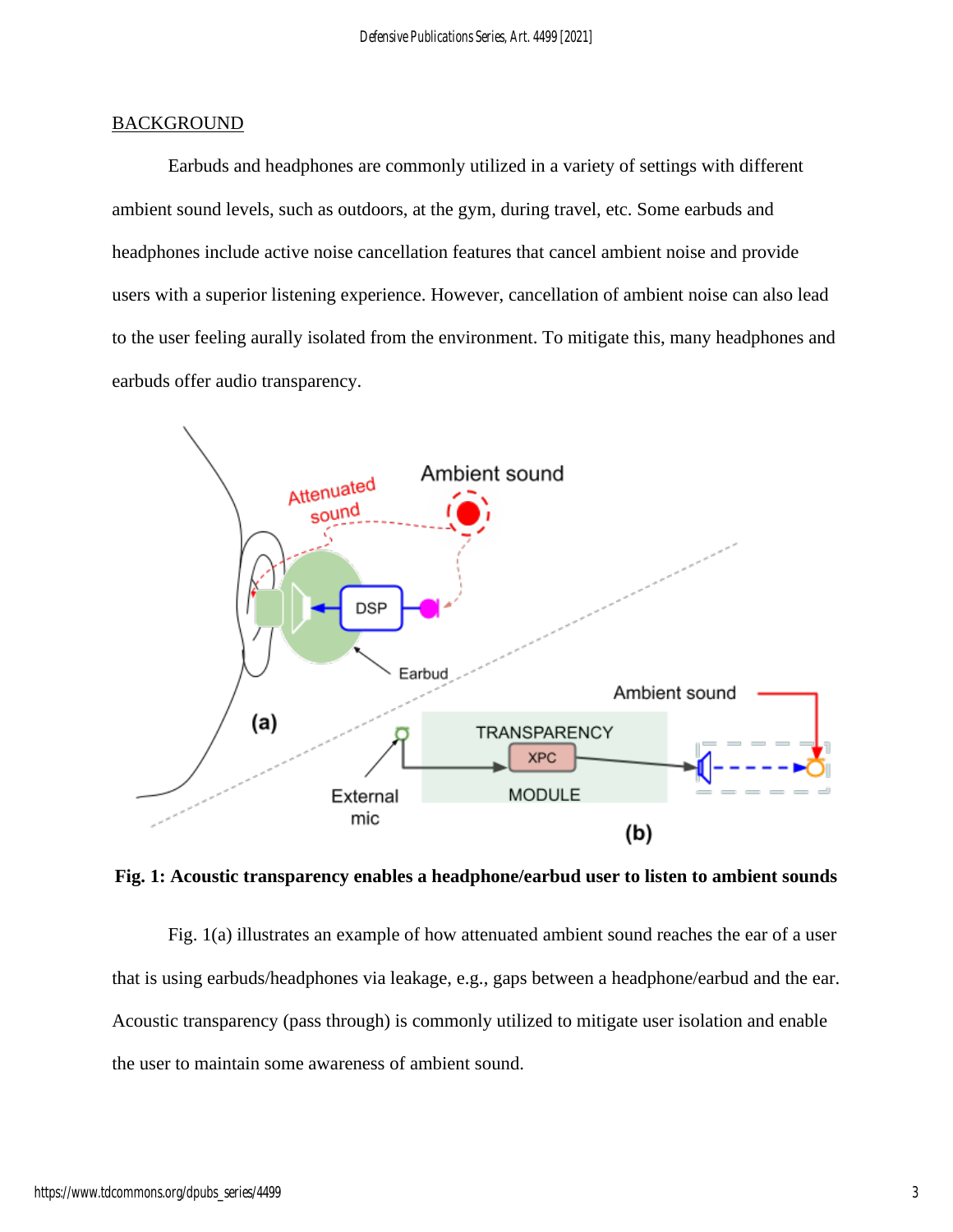## BACKGROUND

Earbuds and headphones are commonly utilized in a variety of settings with different ambient sound levels, such as outdoors, at the gym, during travel, etc. Some earbuds and headphones include active noise cancellation features that cancel ambient noise and provide users with a superior listening experience. However, cancellation of ambient noise can also lead to the user feeling aurally isolated from the environment. To mitigate this, many headphones and earbuds offer audio transparency.

**Fig. 1: Acoustic transparency enables a headphone/earbud user to listen to ambient sounds**

Fig. 1(a) illustrates an example of how attenuated ambient sound reaches the ear of a user that is using earbuds/headphones via leakage, e.g., gaps between a headphone/earbud and the ear. Acoustic transparency (pass through) is commonly utilized to mitigate user isolation and enable the user to maintain some awareness of ambient sound.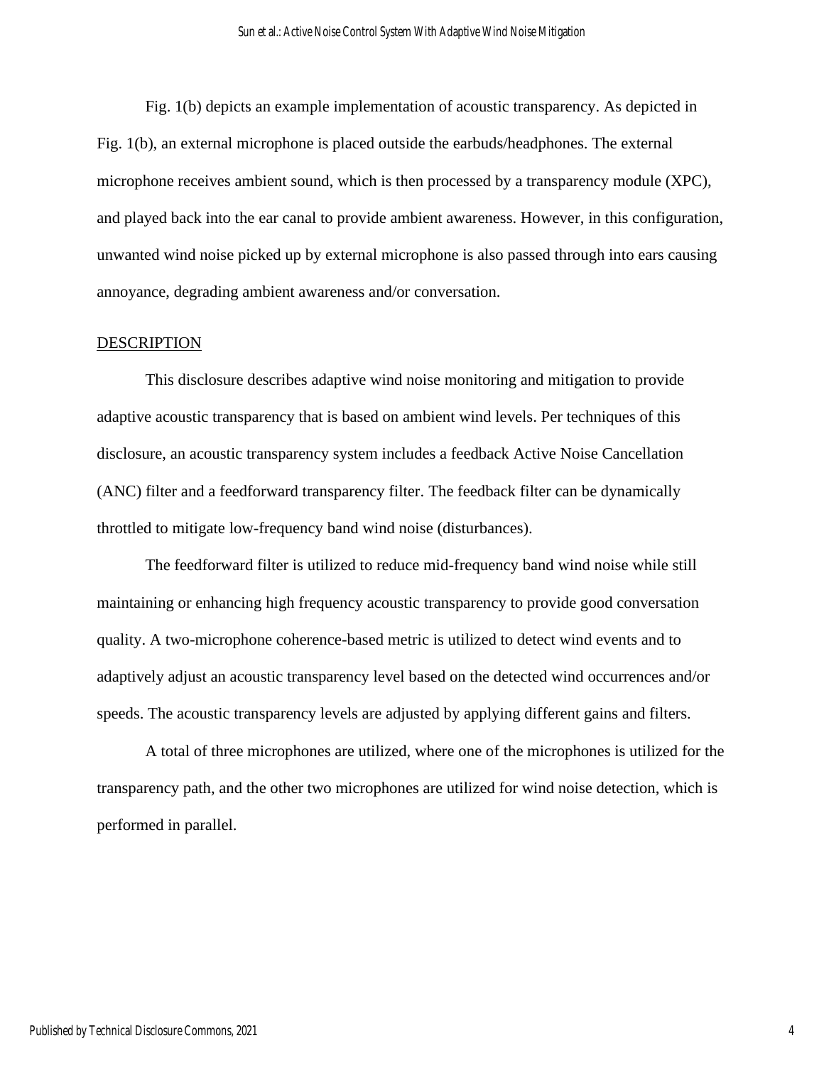Fig. 1(b) depicts an example implementation of acoustic transparency. As depicted in Fig. 1(b), an external microphone is placed outside the earbuds/headphones. The external microphone receives ambient sound, which is then processed by a transparency module (XPC), and played back into the ear canal to provide ambient awareness. However, in this configuration, unwanted wind noise picked up by external microphone is also passed through into ears causing annoyance, degrading ambient awareness and/or conversation.

## DESCRIPTION

This disclosure describes adaptive wind noise monitoring and mitigation to provide adaptive acoustic transparency that is based on ambient wind levels. Per techniques of this disclosure, an acoustic transparency system includes a feedback Active Noise Cancellation (ANC) filter and a feedforward transparency filter. The feedback filter can be dynamically throttled to mitigate low-frequency band wind noise (disturbances).

The feedforward filter is utilized to reduce mid-frequency band wind noise while still maintaining or enhancing high frequency acoustic transparency to provide good conversation quality. A two-microphone coherence-based metric is utilized to detect wind events and to adaptively adjust an acoustic transparency level based on the detected wind occurrences and/or speeds. The acoustic transparency levels are adjusted by applying different gains and filters.

A total of three microphones are utilized, where one of the microphones is utilized for the transparency path, and the other two microphones are utilized for wind noise detection, which is performed in parallel.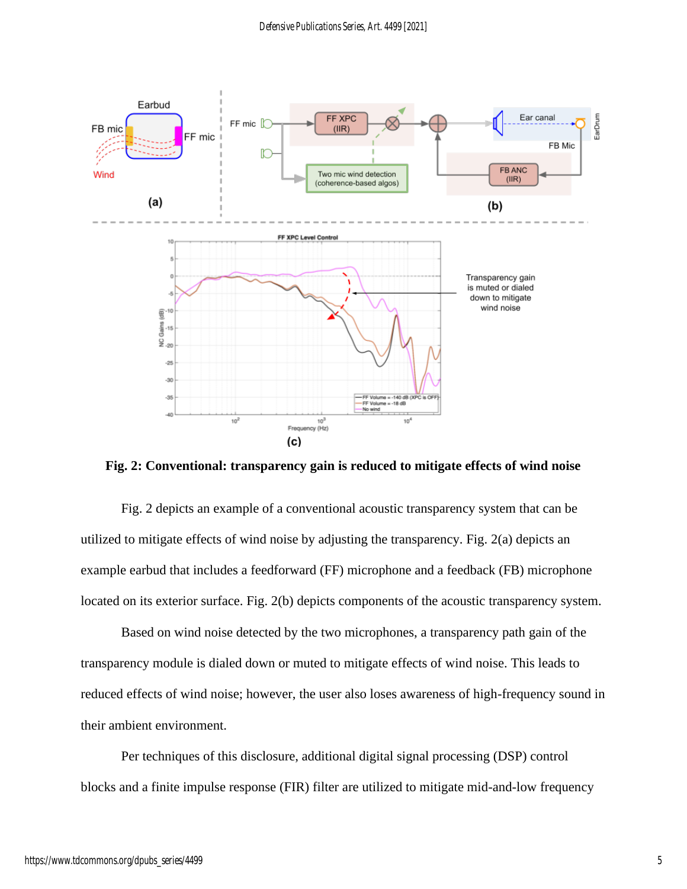Fig. 2: Conventional: transparency gain is reduced to mitigate effects of wind noise

Fig. 2 depicts an example of a conventional acoustic transparency system that can be utilized to mitigate effects of wind noise by adjusting the transparency. Fig. 2(a) depicts an example earbud that includes a feedforward (FF) microphone and a feedback (FB) microphone located on its exterior surface. Fig. 2(b) depicts components of the acoustic transparency system.

Based on wind noise detected by the two microphones, a transparency path gain of the transparency module is dialed down or muted to mitigate effects of wind noise. This leads to reduced effects of wind noise; however, the user also loses awareness of high-frequency sound in their ambient environment.

Per techniques of this disclosure, additional digital signal processing (DSP) control blocks and a finite impulse response (FIR) filter are utilized to mitigate mid-and-low frequency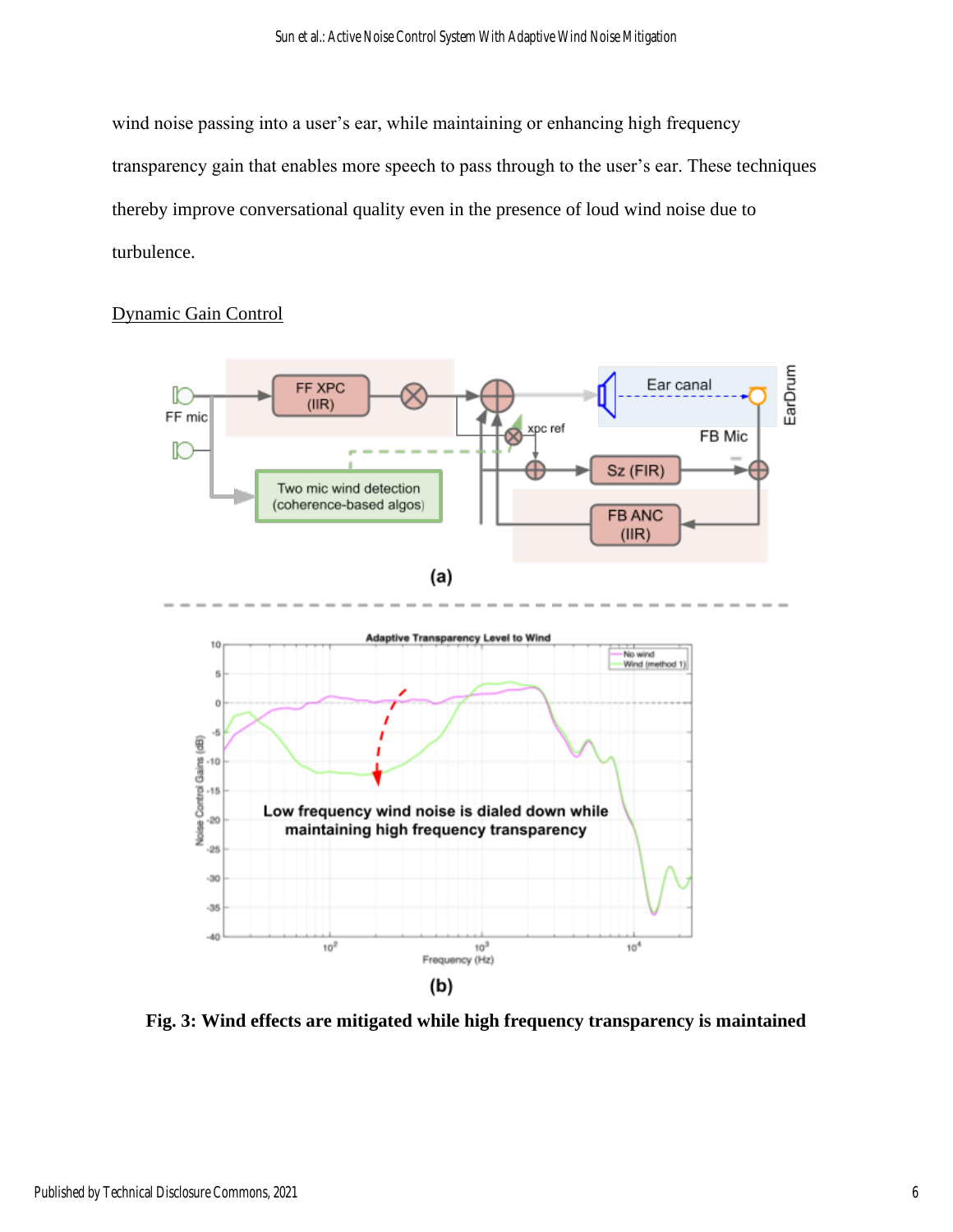wind noise passing into a user's ear, while maintaining or enhancing high frequency transparency gain that enables more speech to pass through to the user's ear. These techniques thereby improve conversational quality even in the presence of loud wind noise due to turbulence.

## Dynamic Gain Control

**Fig. 3: Wind effects are mitigated while high frequency transparency is maintained**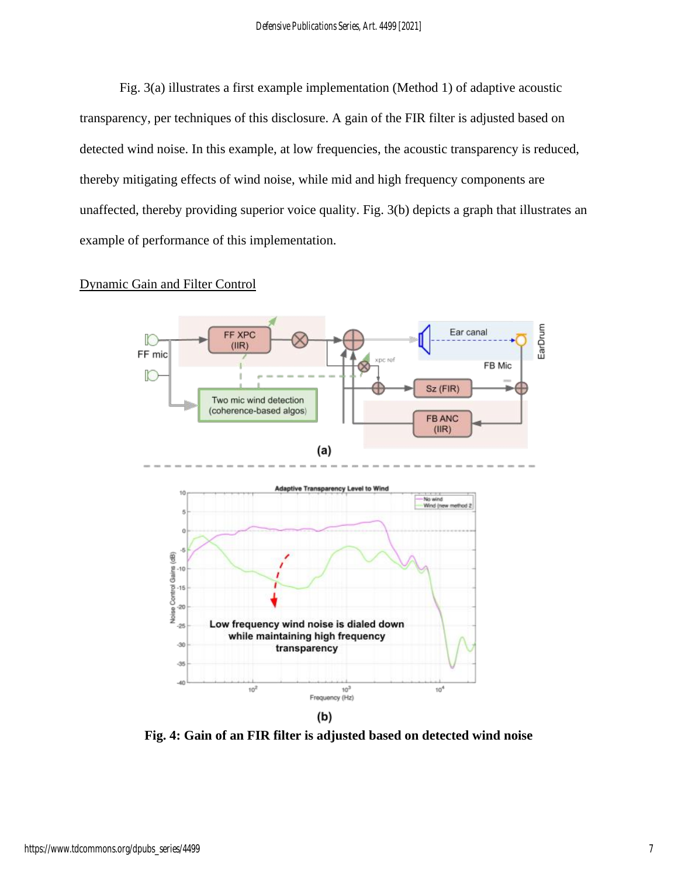Fig. 3(a) illustrates a first example implementation (Method 1) of adaptive acoustic transparency, per techniques of this disclosure. A gain of the FIR filter is adjusted based on detected wind noise. In this example, at low frequencies, the acoustic transparency is reduced, thereby mitigating effects of wind noise, while mid and high frequency components are unaffected, thereby providing superior voice quality. Fig. 3(b) depicts a graph that illustrates an example of performance of this implementation.

Dynamic Gain and Filter Control

**Fig. 4: Gain of an FIR filter is adjusted based on detected wind noise**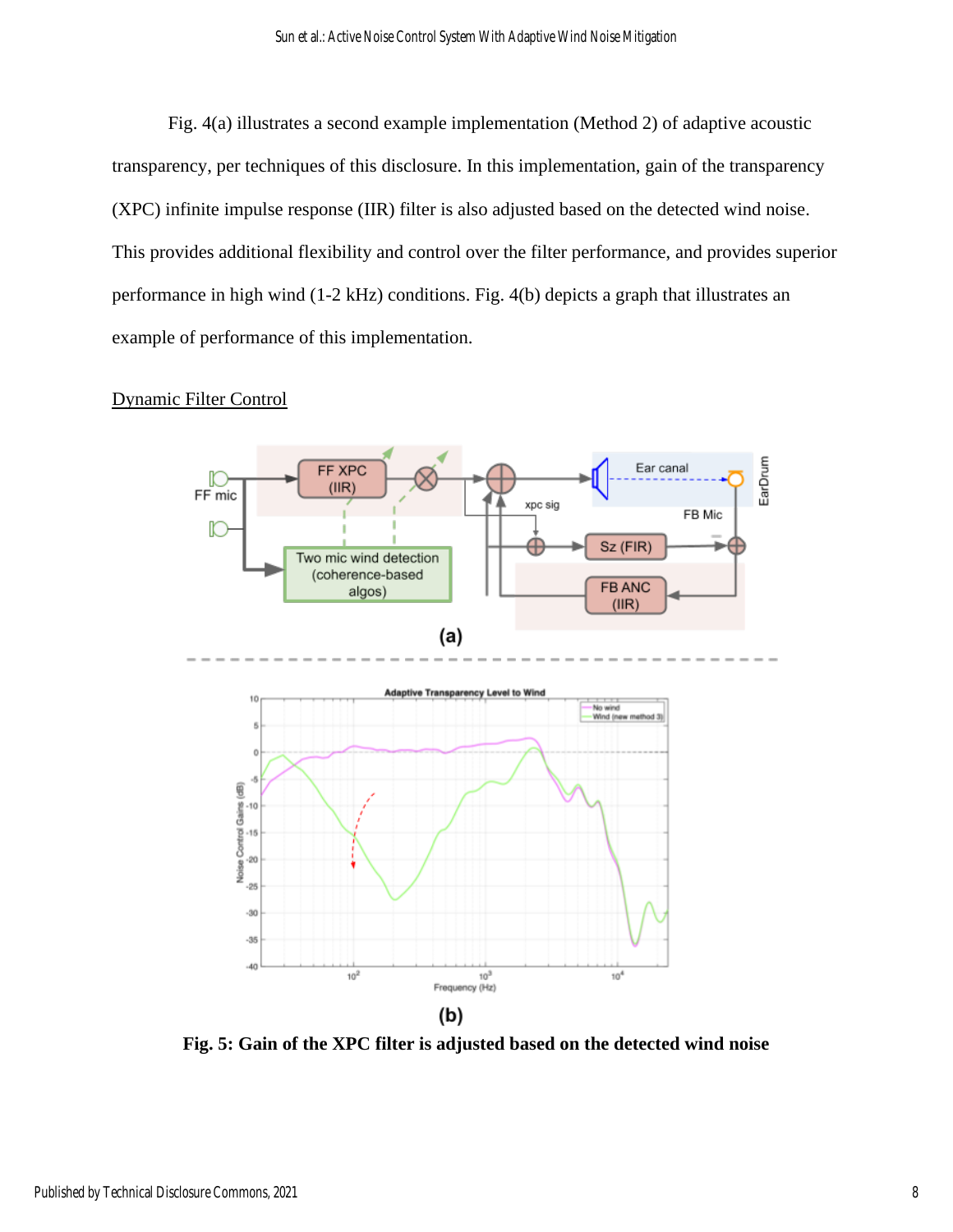Fig. 4(a) illustrates a second example implementation (Method 2) of adaptive acoustic transparency, per techniques of this disclosure. In this implementation, gain of the transparency (XPC) infinite impulse response (IIR) filter is also adjusted based on the detected wind noise. This provides additional flexibility and control over the filter performance, and provides superior performance in high wind (1-2 kHz) conditions. Fig. 4(b) depicts a graph that illustrates an example of performance of this implementation.

Dynamic Filter Control

**Fig. 5: Gain of the XPC filter is adjusted based on the detected wind noise**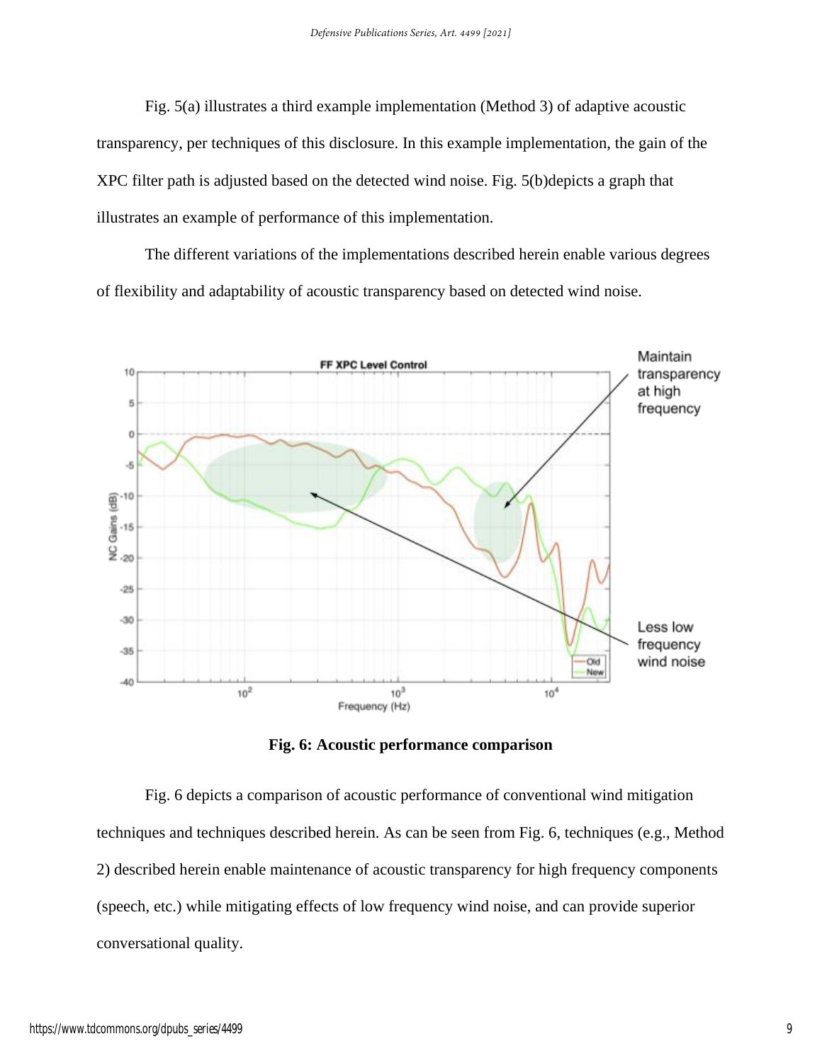Fig. 5(a) illustrates a third example implementation (Method 3) of adaptive acoustic transparency, per techniques of this disclosure. In this example implementation, the gain of the XPC filter path is adjusted based on the detected wind noise. Fig. 5(b)depicts a graph that illustrates an example of performance of this implementation.

The different variations of the implementations described herein enable various degrees of flexibility and adaptability of acoustic transparency based on detected wind noise.

**Fig. 6: Acoustic performance comparison**

Fig. 6 depicts a comparison of acoustic performance of conventional wind mitigation techniques and techniques described herein. As can be seen from Fig. 6, techniques (e.g., Method 2) described herein enable maintenance of acoustic transparency for high frequency components (speech, etc.) while mitigating effects of low frequency wind noise, and can provide superior conversational quality.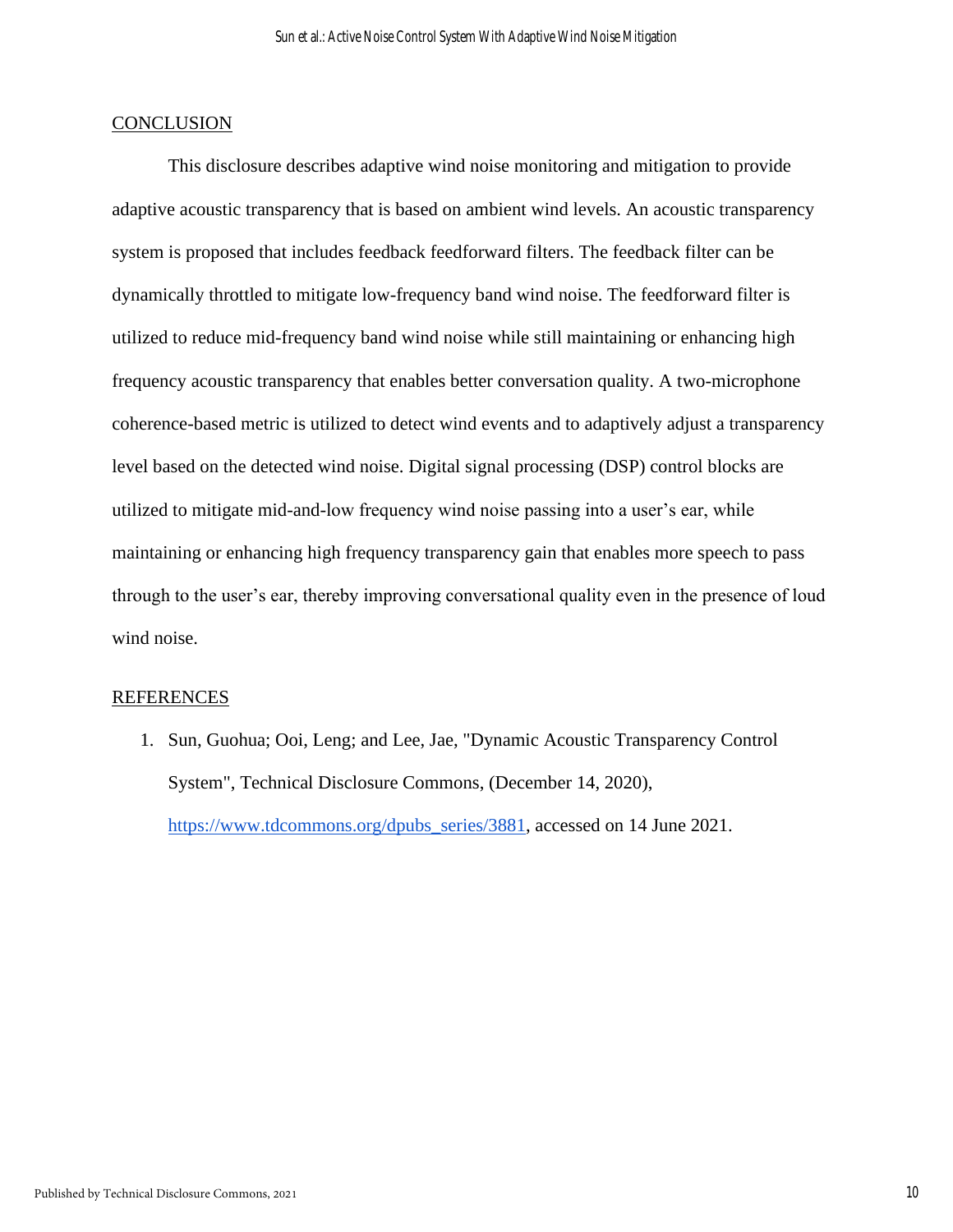## CONCLUSION

This disclosure describes adaptive wind noise monitoring and mitigation to provide adaptive acoustic transparency that is based on ambient wind levels. An acoustic transparency system is proposed that includes feedback feedforward filters. The feedback filter can be dynamically throttled to mitigate low-frequency band wind noise. The feedforward filter is utilized to reduce mid-frequency band wind noise while still maintaining or enhancing high frequency acoustic transparency that enables better conversation quality. A two-microphone coherence-based metric is utilized to detect wind events and to adaptively adjust a transparency level based on the detected wind noise. Digital signal processing (DSP) control blocks are utilized to mitigate mid-and-low frequency wind noise passing into a user's ear, while maintaining or enhancing high frequency transparency gain that enables more speech to pass through to the user's ear, thereby improving conversational quality even in the presence of loud wind noise.

## REFERENCES

1. Sun, Guohua; Ooi, Leng; and Lee, Jae, "Dynamic Acoustic Transparency Control System", Technical Disclosure Commons, (December 14, 2020), [https://www.tdcommons.org/dpubs_series/3881](https://www.tdcommons.org/dpubs_series/3881), accessed on 14 June 2021.